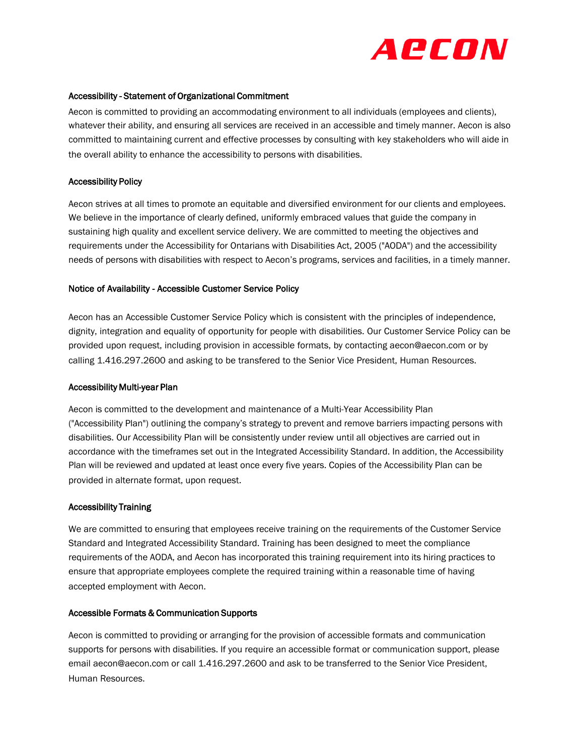AECON

### Accessibility - Statement of Organizational Commitment

Aecon is committed to providing an accommodating environment to all individuals (employees and clients), whatever their ability, and ensuring all services are received in an accessible and timely manner. Aecon is also committed to maintaining current and effective processes by consulting with key stakeholders who will aide in the overall ability to enhance the accessibility to persons with disabilities.

### Accessibility Policy

Aecon strives at all times to promote an equitable and diversified environment for our clients and employees. We believe in the importance of clearly defined, uniformly embraced values that guide the company in sustaining high quality and excellent service delivery. We are committed to meeting the objectives and requirements under the Accessibility for Ontarians with Disabilities Act, 2005 ("AODA") and the accessibility needs of persons with disabilities with respect to Aecon's programs, services and facilities, in a timely manner.

### Notice of Availability - Accessible Customer Service Policy

Aecon has an Accessible Customer Service Policy which is consistent with the principles of independence, dignity, integration and equality of opportunity for people with disabilities. Our Customer Service Policy can be provided upon request, including provision in accessible formats, by contacting aecon@aecon.com or by calling 1.416.297.2600 and asking to be transfered to the Senior Vice President, Human Resources.

### Accessibility Multi-year Plan

Aecon is committed to the development and maintenance of a Multi-Year Accessibility Plan ("Accessibility Plan") outlining the company's strategy to prevent and remove barriers impacting persons with disabilities. Our Accessibility Plan will be consistently under review until all objectives are carried out in accordance with the timeframes set out in the Integrated Accessibility Standard. In addition, the Accessibility Plan will be reviewed and updated at least once every five years. Copies of the Accessibility Plan can be provided in alternate format, upon request.

### Accessibility Training

We are committed to ensuring that employees receive training on the requirements of the Customer Service Standard and Integrated Accessibility Standard. Training has been designed to meet the compliance requirements of the AODA, and Aecon has incorporated this training requirement into its hiring practices to ensure that appropriate employees complete the required training within a reasonable time of having accepted employment with Aecon.

### Accessible Formats & Communication Supports

Aecon is committed to providing or arranging for the provision of accessible formats and communication supports for persons with disabilities. If you require an accessible format or communication support, please email aecon@aecon.com or call 1.416.297.2600 and ask to be transferred to the Senior Vice President, Human Resources.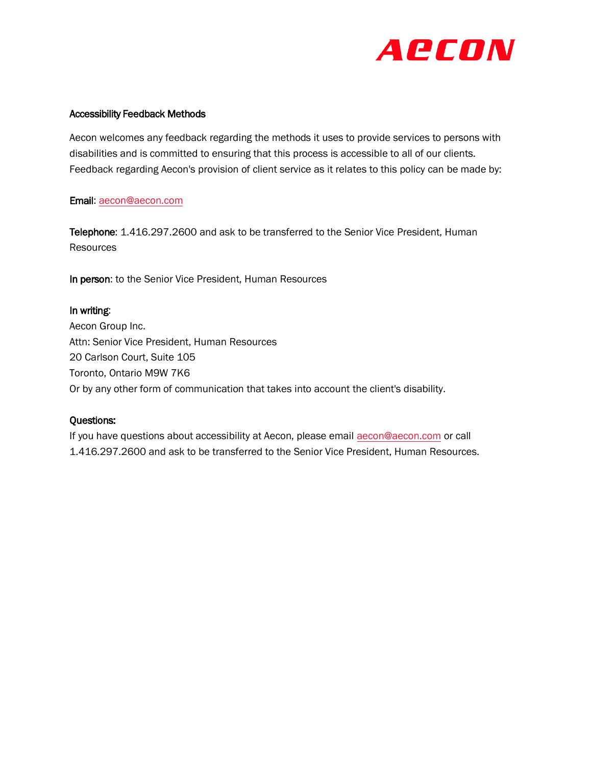**Accessibility Feedback Methods**

Aecon welcomes any feedback regarding the methods it uses to provide services to persons with disabilities and is committed to ensuring that this process is accessible to all of our clients. Feedback regarding Aecon's provision of client service as it relates to this policy can be made by:

**Email**: aecon@aecon.com

**Telephone**: 1.416.297.2600 and ask to be transferred to the Senior Vice President, Human Resources

**In person**: to the Senior Vice President, Human Resources

**In writing**:
Aecon Group Inc.
Attn: Senior Vice President, Human Resources
20 Carlson Court, Suite 105
Toronto, Ontario M9W 7K6
Or by any other form of communication that takes into account the client's disability.

**Questions:**
If you have questions about accessibility at Aecon, please email aecon@aecon.com or call 1.416.297.2600 and ask to be transferred to the Senior Vice President, Human Resources.